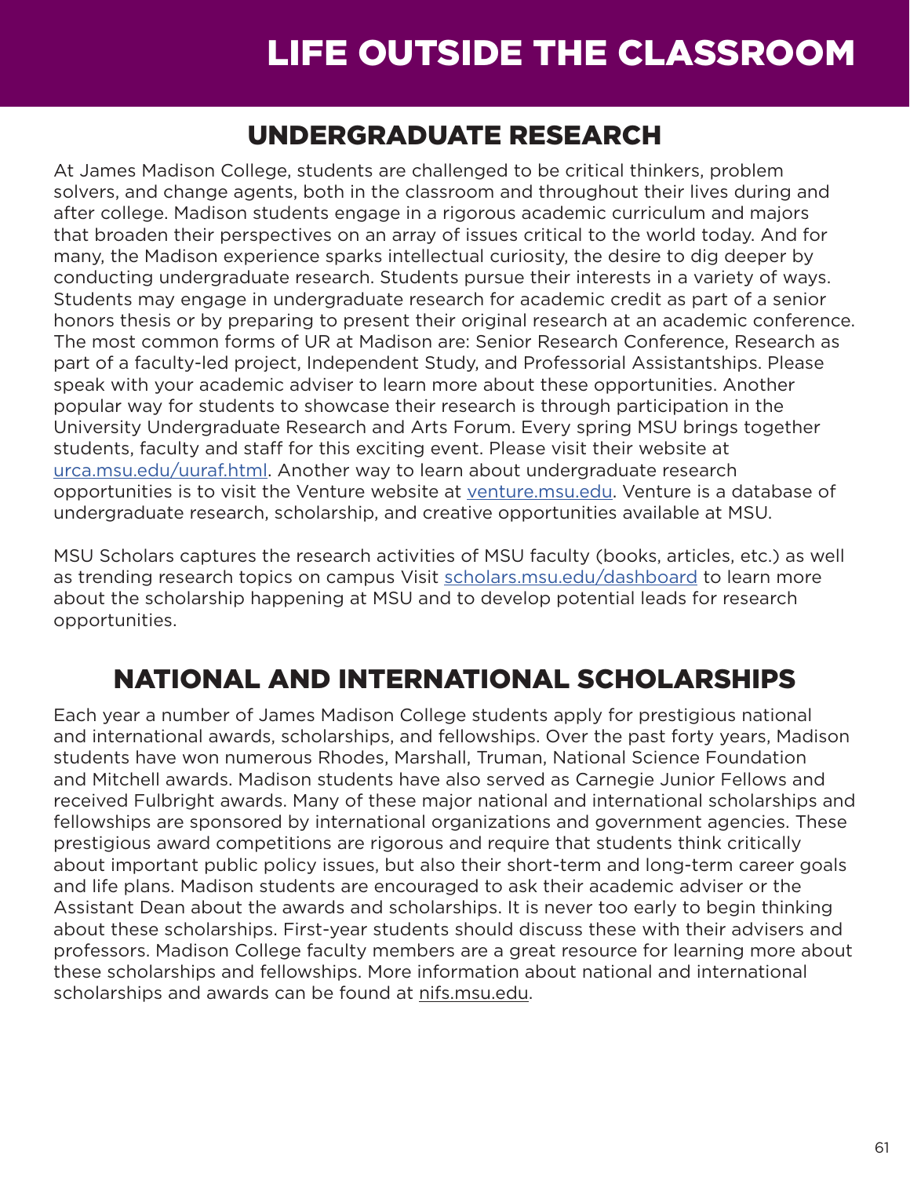# LIFE OUTSIDE THE CLASSROOM

## UNDERGRADUATE RESEARCH

At James Madison College, students are challenged to be critical thinkers, problem solvers, and change agents, both in the classroom and throughout their lives during and after college. Madison students engage in a rigorous academic curriculum and majors that broaden their perspectives on an array of issues critical to the world today. And for many, the Madison experience sparks intellectual curiosity, the desire to dig deeper by conducting undergraduate research. Students pursue their interests in a variety of ways. Students may engage in undergraduate research for academic credit as part of a senior honors thesis or by preparing to present their original research at an academic conference. The most common forms of UR at Madison are: Senior Research Conference, Research as part of a faculty-led project, Independent Study, and Professorial Assistantships. Please speak with your academic adviser to learn more about these opportunities. Another popular way for students to showcase their research is through participation in the University Undergraduate Research and Arts Forum. Every spring MSU brings together students, faculty and staff for this exciting event. Please visit their website at urca.msu.edu/uuraf.html. Another way to learn about undergraduate research opportunities is to visit the Venture website at venture.msu.edu. Venture is a database of undergraduate research, scholarship, and creative opportunities available at MSU.

MSU Scholars captures the research activities of MSU faculty (books, articles, etc.) as well as trending research topics on campus Visit scholars.msu.edu/dashboard to learn more about the scholarship happening at MSU and to develop potential leads for research opportunities.

## NATIONAL AND INTERNATIONAL SCHOLARSHIPS

Each year a number of James Madison College students apply for prestigious national and international awards, scholarships, and fellowships. Over the past forty years, Madison students have won numerous Rhodes, Marshall, Truman, National Science Foundation and Mitchell awards. Madison students have also served as Carnegie Junior Fellows and received Fulbright awards. Many of these major national and international scholarships and fellowships are sponsored by international organizations and government agencies. These prestigious award competitions are rigorous and require that students think critically about important public policy issues, but also their short-term and long-term career goals and life plans. Madison students are encouraged to ask their academic adviser or the Assistant Dean about the awards and scholarships. It is never too early to begin thinking about these scholarships. First-year students should discuss these with their advisers and professors. Madison College faculty members are a great resource for learning more about these scholarships and fellowships. More information about national and international scholarships and awards can be found at nifs.msu.edu.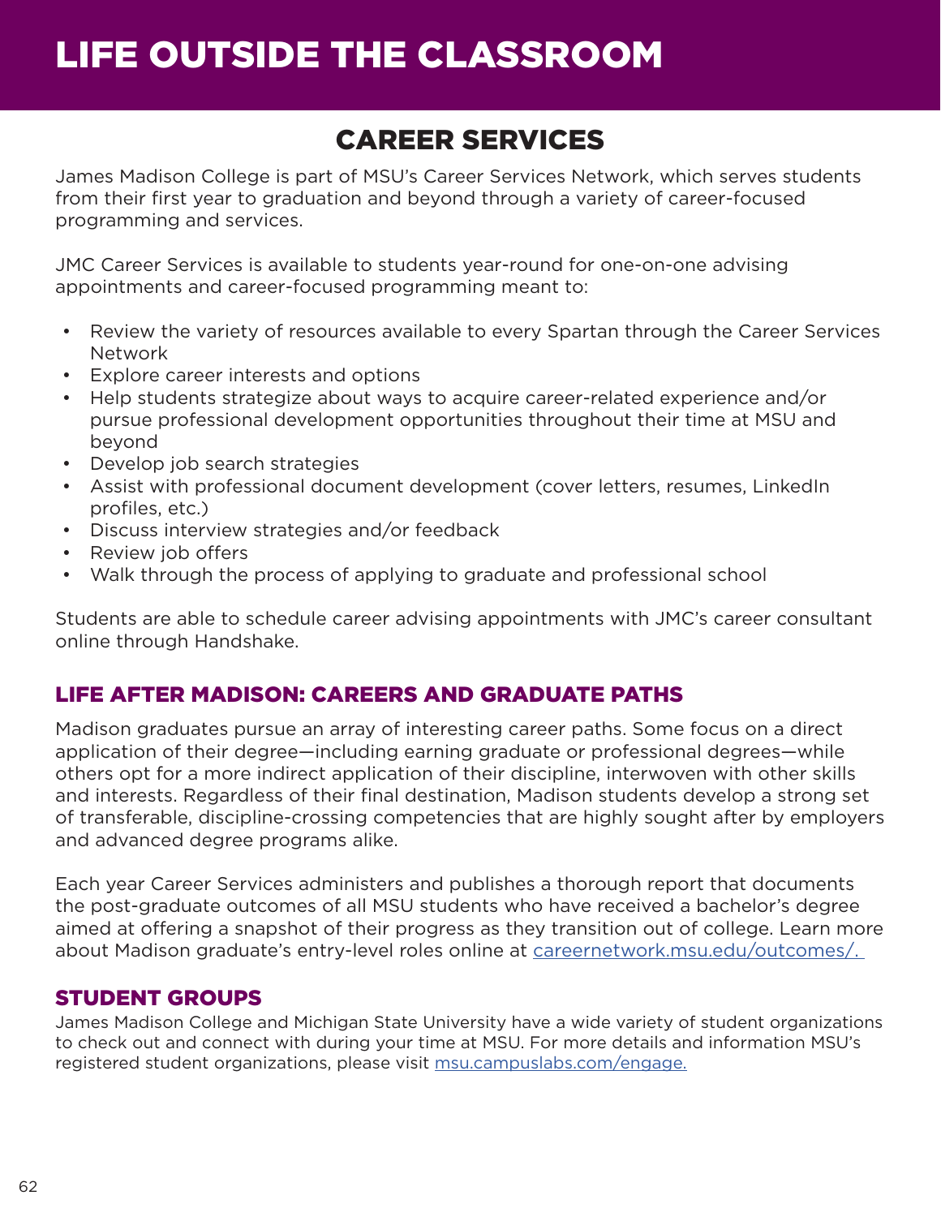# LIFE OUTSIDE THE CLASSROOM

## CAREER SERVICES

James Madison College is part of MSU's Career Services Network, which serves students from their first year to graduation and beyond through a variety of career-focused programming and services.

JMC Career Services is available to students year-round for one-on-one advising appointments and career-focused programming meant to:

- Review the variety of resources available to every Spartan through the Career Services Network
- Explore career interests and options
- Help students strategize about ways to acquire career-related experience and/or pursue professional development opportunities throughout their time at MSU and beyond
- Develop job search strategies
- Assist with professional document development (cover letters, resumes, LinkedIn profiles, etc.)
- Discuss interview strategies and/or feedback
- Review job offers
- Walk through the process of applying to graduate and professional school

Students are able to schedule career advising appointments with JMC's career consultant online through Handshake.

### LIFE AFTER MADISON: CAREERS AND GRADUATE PATHS

Madison graduates pursue an array of interesting career paths. Some focus on a direct application of their degree—including earning graduate or professional degrees—while others opt for a more indirect application of their discipline, interwoven with other skills and interests. Regardless of their final destination, Madison students develop a strong set of transferable, discipline-crossing competencies that are highly sought after by employers and advanced degree programs alike.

Each year Career Services administers and publishes a thorough report that documents the post-graduate outcomes of all MSU students who have received a bachelor's degree aimed at offering a snapshot of their progress as they transition out of college. Learn more about Madison graduate's entry-level roles online at careernetwork.msu.edu/outcomes/.

### STUDENT GROUPS

James Madison College and Michigan State University have a wide variety of student organizations to check out and connect with during your time at MSU. For more details and information MSU's registered student organizations, please visit msu.campuslabs.com/engage.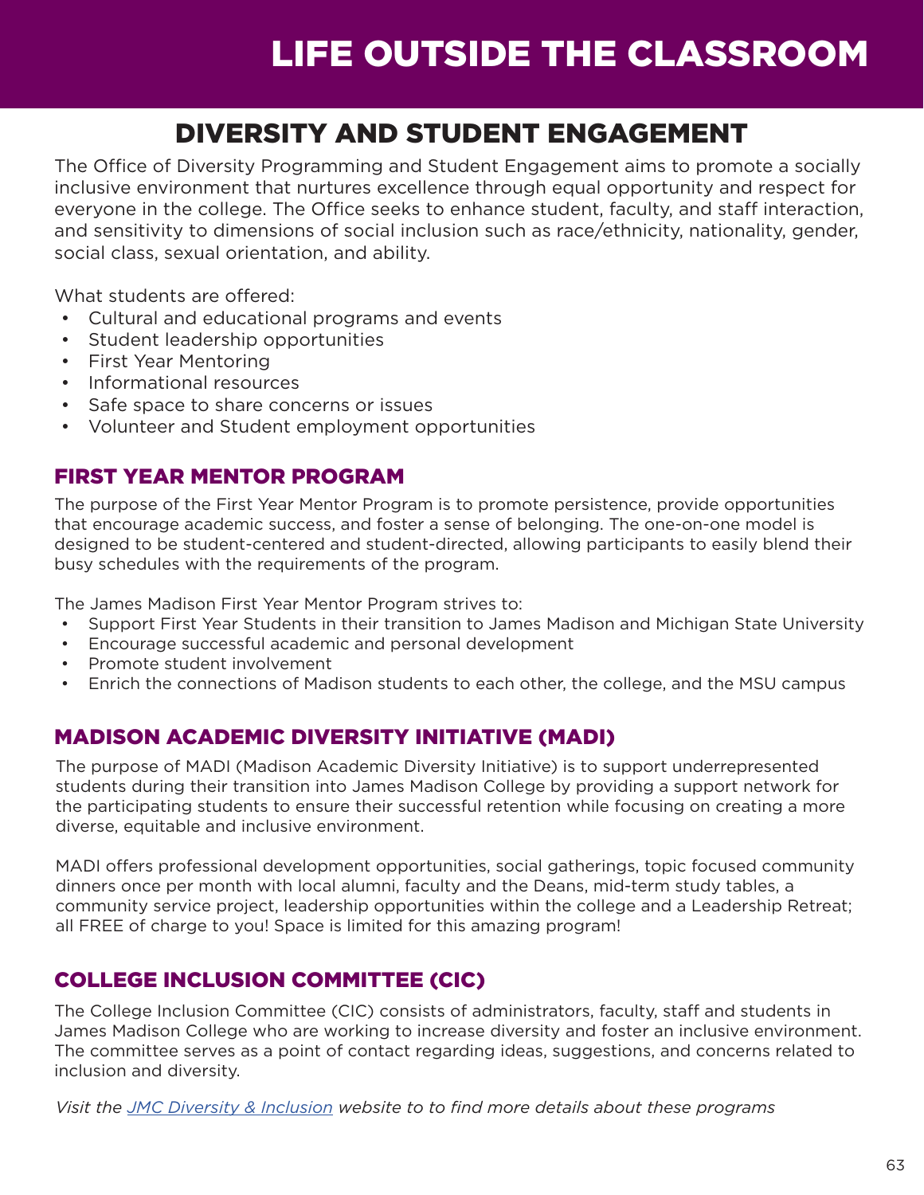# LIFE OUTSIDE THE CLASSROOM

## DIVERSITY AND STUDENT ENGAGEMENT

The Office of Diversity Programming and Student Engagement aims to promote a socially inclusive environment that nurtures excellence through equal opportunity and respect for everyone in the college. The Office seeks to enhance student, faculty, and staff interaction, and sensitivity to dimensions of social inclusion such as race/ethnicity, nationality, gender, social class, sexual orientation, and ability.

What students are offered:

- Cultural and educational programs and events
- Student leadership opportunities
- First Year Mentoring
- Informational resources
- Safe space to share concerns or issues
- Volunteer and Student employment opportunities

### FIRST YEAR MENTOR PROGRAM

The purpose of the First Year Mentor Program is to promote persistence, provide opportunities that encourage academic success, and foster a sense of belonging. The one-on-one model is designed to be student-centered and student-directed, allowing participants to easily blend their busy schedules with the requirements of the program.

The James Madison First Year Mentor Program strives to:

- Support First Year Students in their transition to James Madison and Michigan State University
- Encourage successful academic and personal development
- Promote student involvement
- Enrich the connections of Madison students to each other, the college, and the MSU campus

### MADISON ACADEMIC DIVERSITY INITIATIVE (MADI)

The purpose of MADI (Madison Academic Diversity Initiative) is to support underrepresented students during their transition into James Madison College by providing a support network for the participating students to ensure their successful retention while focusing on creating a more diverse, equitable and inclusive environment.

MADI offers professional development opportunities, social gatherings, topic focused community dinners once per month with local alumni, faculty and the Deans, mid-term study tables, a community service project, leadership opportunities within the college and a Leadership Retreat; all FREE of charge to you! Space is limited for this amazing program!

### COLLEGE INCLUSION COMMITTEE (CIC)

The College Inclusion Committee (CIC) consists of administrators, faculty, staff and students in James Madison College who are working to increase diversity and foster an inclusive environment. The committee serves as a point of contact regarding ideas, suggestions, and concerns related to inclusion and diversity.

*Visit the JMC Diversity & Inclusion website to to find more details about these programs*